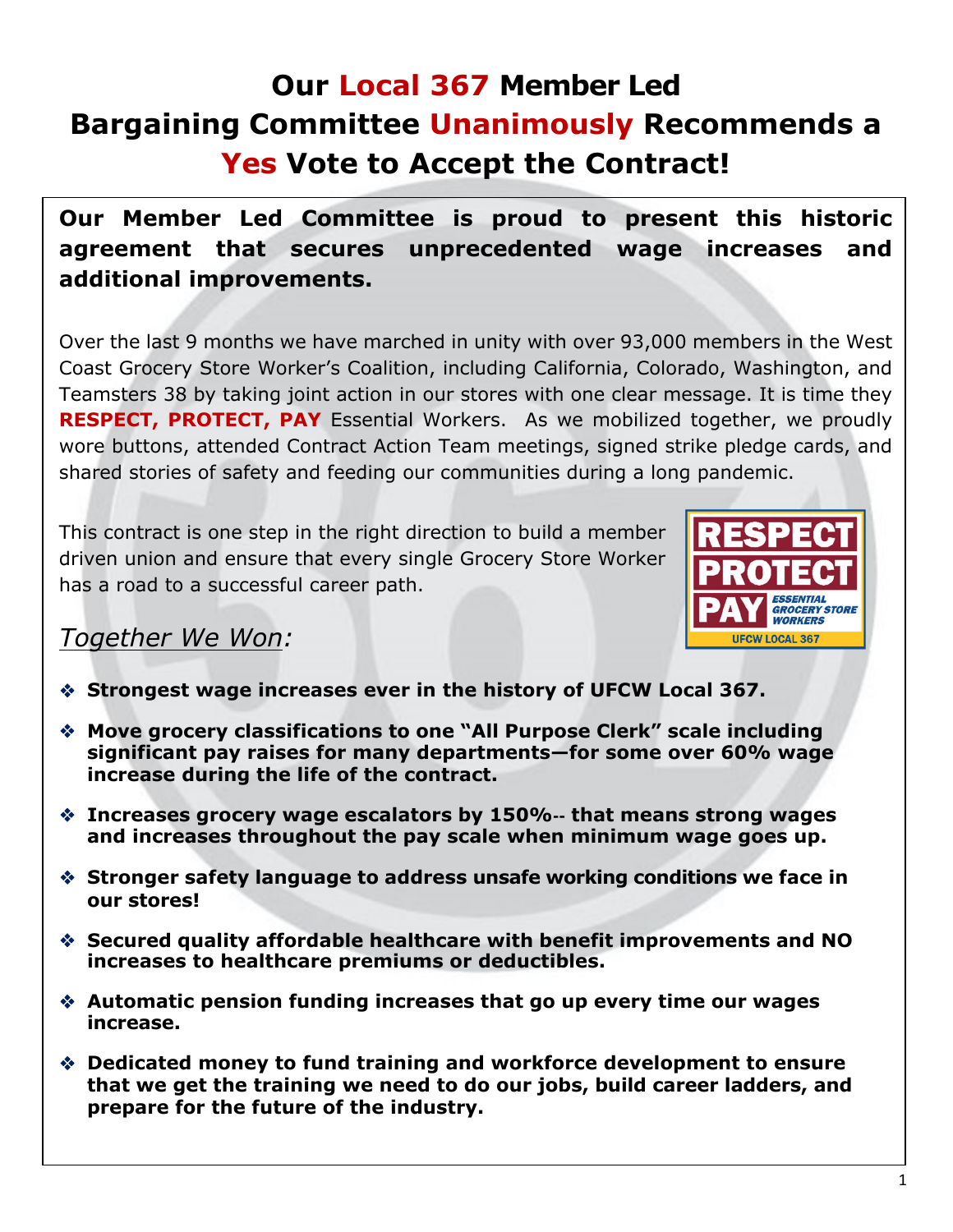# Our Local 367 Member Led Bargaining Committee Unanimously Recommends a Yes Vote to Accept the Contract!

**Our Member Led Committee is proud to present this historic agreement that secures unprecedented wage increases and additional improvements.**

Over the last 9 months we have marched in unity with over 93,000 members in the West Coast Grocery Store Worker's Coalition, including California, Colorado, Washington, and Teamsters 38 by taking joint action in our stores with one clear message. It is time they **RESPECT, PROTECT, PAY** Essential Workers. As we mobilized together, we proudly wore buttons, attended Contract Action Team meetings, signed strike pledge cards, and shared stories of safety and feeding our communities during a long pandemic.

This contract is one step in the right direction to build a member driven union and ensure that every single Grocery Store Worker has a road to a successful career path.

RESPECT PROTECT PAY ESSENTIAL GROCERY STORE WORKERS UFCW LOCAL 367

## *Together We Won:*

- **Strongest wage increases ever in the history of UFCW Local 367.**
- **Move grocery classifications to one "All Purpose Clerk" scale including significant pay raises for many departments—for some over 60% wage increase during the life of the contract.**
- **Increases grocery wage escalators by 150%-- that means strong wages and increases throughout the pay scale when minimum wage goes up.**
- **Stronger safety language to address unsafe working conditions we face in our stores!**
- **Secured quality affordable healthcare with benefit improvements and NO increases to healthcare premiums or deductibles.**
- **Automatic pension funding increases that go up every time our wages increase.**
- **Dedicated money to fund training and workforce development to ensure that we get the training we need to do our jobs, build career ladders, and prepare for the future of the industry.**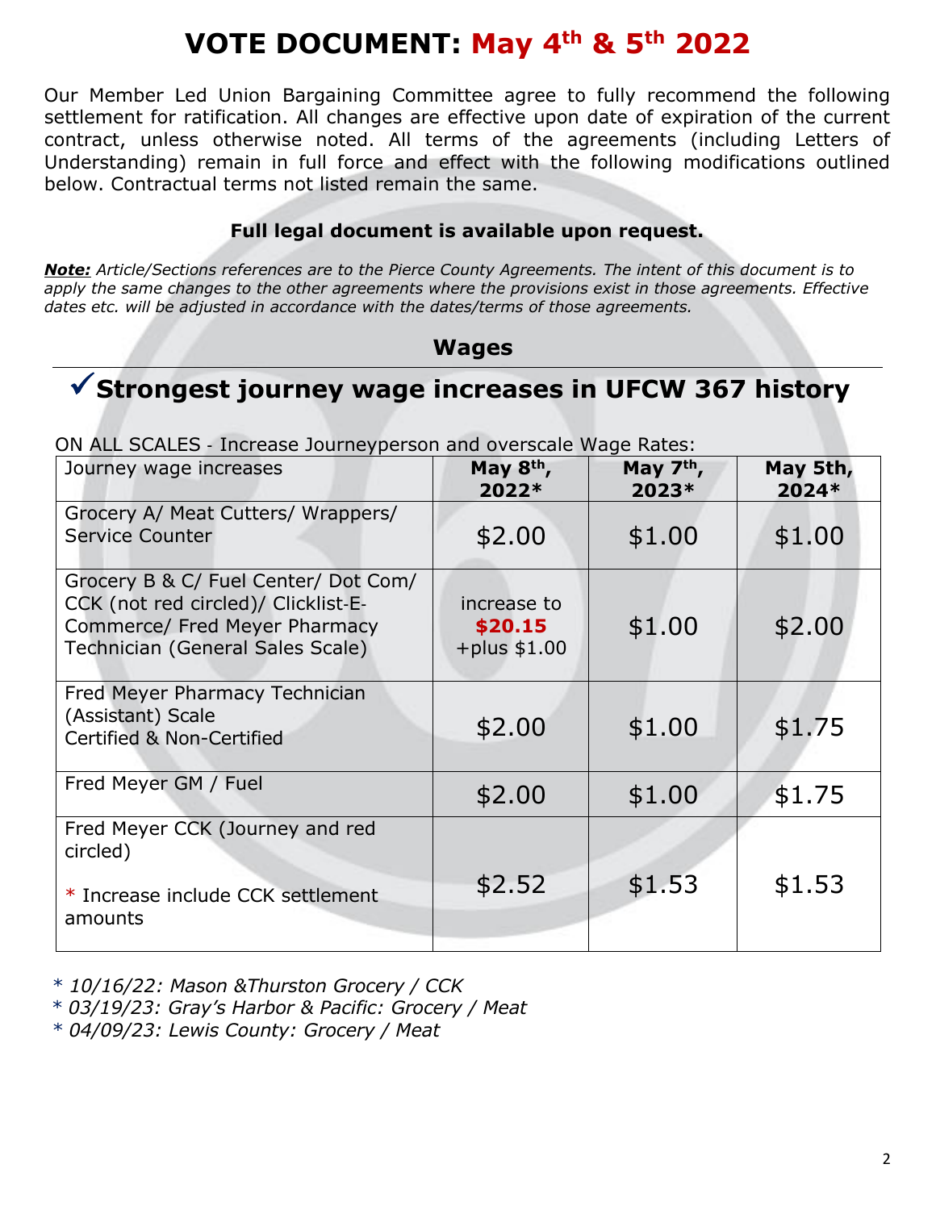# VOTE DOCUMENT: May 4th & 5th 2022

Our Member Led Union Bargaining Committee agree to fully recommend the following settlement for ratification. All changes are effective upon date of expiration of the current contract, unless otherwise noted. All terms of the agreements (including Letters of Understanding) remain in full force and effect with the following modifications outlined below. Contractual terms not listed remain the same.

**Full legal document is available upon request.**

***Note:*** *Article/Sections references are to the Pierce County Agreements. The intent of this document is to apply the same changes to the other agreements where the provisions exist in those agreements. Effective dates etc. will be adjusted in accordance with the dates/terms of those agreements.*

## Wages

### ✓Strongest journey wage increases in UFCW 367 history

ON ALL SCALES - Increase Journeyperson and overscale Wage Rates:

| Journey wage increases | May 8th, 2022* | May 7th, 2023* | May 5th, 2024* |
|---|---|---|---|
| Grocery A/ Meat Cutters/ Wrappers/ Service Counter | $2.00 | $1.00 | $1.00 |
| Grocery B & C/ Fuel Center/ Dot Com/ CCK (not red circled)/ Clicklist-E-Commerce/ Fred Meyer Pharmacy Technician (General Sales Scale) | increase to **$20.15** +plus $1.00 | $1.00 | $2.00 |
| Fred Meyer Pharmacy Technician (Assistant) Scale Certified & Non-Certified | $2.00 | $1.00 | $1.75 |
| Fred Meyer GM / Fuel | $2.00 | $1.00 | $1.75 |
| Fred Meyer CCK (Journey and red circled) * Increase include CCK settlement amounts | $2.52 | $1.53 | $1.53 |

*\* 10/16/22: Mason &Thurston Grocery / CCK*
*\* 03/19/23: Gray's Harbor & Pacific: Grocery / Meat*
*\* 04/09/23: Lewis County: Grocery / Meat*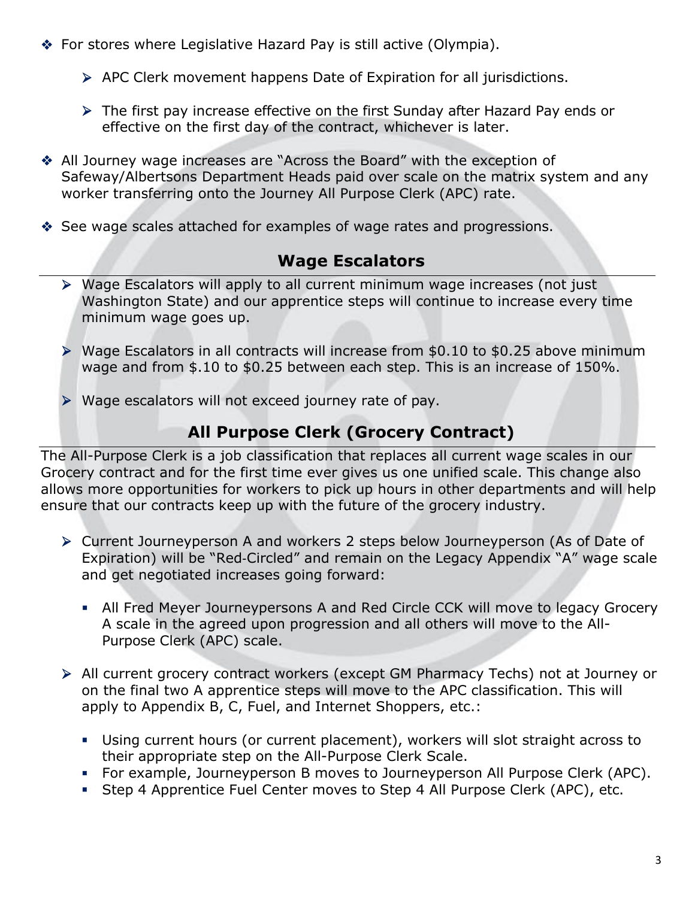- For stores where Legislative Hazard Pay is still active (Olympia).
  - APC Clerk movement happens Date of Expiration for all jurisdictions.
  - The first pay increase effective on the first Sunday after Hazard Pay ends or effective on the first day of the contract, whichever is later.
- All Journey wage increases are "Across the Board" with the exception of Safeway/Albertsons Department Heads paid over scale on the matrix system and any worker transferring onto the Journey All Purpose Clerk (APC) rate.
- See wage scales attached for examples of wage rates and progressions.

## Wage Escalators

- Wage Escalators will apply to all current minimum wage increases (not just Washington State) and our apprentice steps will continue to increase every time minimum wage goes up.
- Wage Escalators in all contracts will increase from $0.10 to $0.25 above minimum wage and from $.10 to $0.25 between each step. This is an increase of 150%.
- Wage escalators will not exceed journey rate of pay.

## All Purpose Clerk (Grocery Contract)

The All-Purpose Clerk is a job classification that replaces all current wage scales in our Grocery contract and for the first time ever gives us one unified scale. This change also allows more opportunities for workers to pick up hours in other departments and will help ensure that our contracts keep up with the future of the grocery industry.

- Current Journeyperson A and workers 2 steps below Journeyperson (As of Date of Expiration) will be "Red-Circled" and remain on the Legacy Appendix "A" wage scale and get negotiated increases going forward:
  - All Fred Meyer Journeypersons A and Red Circle CCK will move to legacy Grocery A scale in the agreed upon progression and all others will move to the All-Purpose Clerk (APC) scale.
- All current grocery contract workers (except GM Pharmacy Techs) not at Journey or on the final two A apprentice steps will move to the APC classification. This will apply to Appendix B, C, Fuel, and Internet Shoppers, etc.:
  - Using current hours (or current placement), workers will slot straight across to their appropriate step on the All-Purpose Clerk Scale.
  - For example, Journeyperson B moves to Journeyperson All Purpose Clerk (APC).
  - Step 4 Apprentice Fuel Center moves to Step 4 All Purpose Clerk (APC), etc.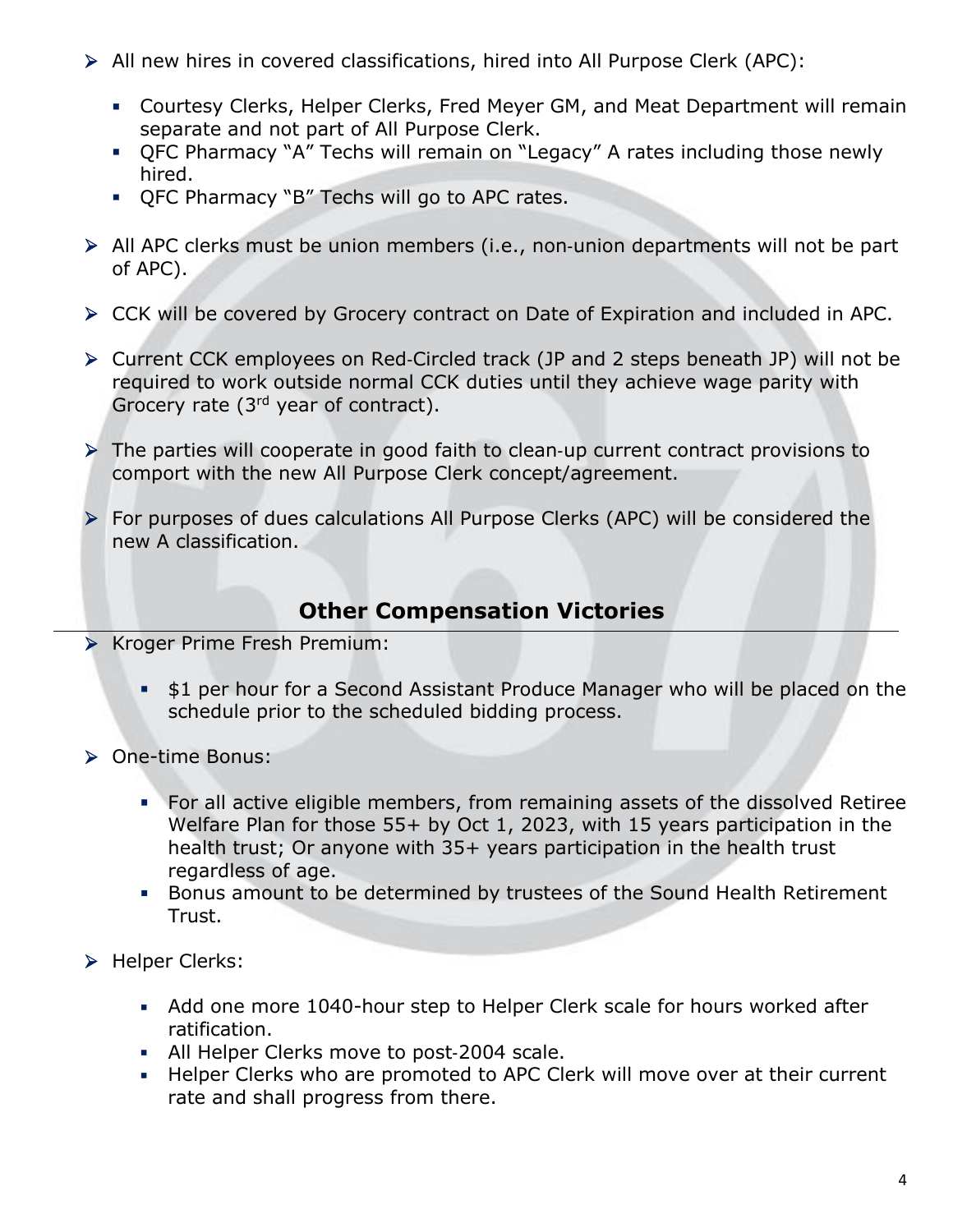- All new hires in covered classifications, hired into All Purpose Clerk (APC):
  - Courtesy Clerks, Helper Clerks, Fred Meyer GM, and Meat Department will remain separate and not part of All Purpose Clerk.
  - QFC Pharmacy “A” Techs will remain on “Legacy” A rates including those newly hired.
  - QFC Pharmacy “B” Techs will go to APC rates.

- All APC clerks must be union members (i.e., non-union departments will not be part of APC).

- CCK will be covered by Grocery contract on Date of Expiration and included in APC.

- Current CCK employees on Red-Circled track (JP and 2 steps beneath JP) will not be required to work outside normal CCK duties until they achieve wage parity with Grocery rate (3rd year of contract).

- The parties will cooperate in good faith to clean-up current contract provisions to comport with the new All Purpose Clerk concept/agreement.

- For purposes of dues calculations All Purpose Clerks (APC) will be considered the new A classification.

## Other Compensation Victories

- Kroger Prime Fresh Premium:
  - $1 per hour for a Second Assistant Produce Manager who will be placed on the schedule prior to the scheduled bidding process.

- One-time Bonus:
  - For all active eligible members, from remaining assets of the dissolved Retiree Welfare Plan for those 55+ by Oct 1, 2023, with 15 years participation in the health trust; Or anyone with 35+ years participation in the health trust regardless of age.
  - Bonus amount to be determined by trustees of the Sound Health Retirement Trust.

- Helper Clerks:
  - Add one more 1040-hour step to Helper Clerk scale for hours worked after ratification.
  - All Helper Clerks move to post-2004 scale.
  - Helper Clerks who are promoted to APC Clerk will move over at their current rate and shall progress from there.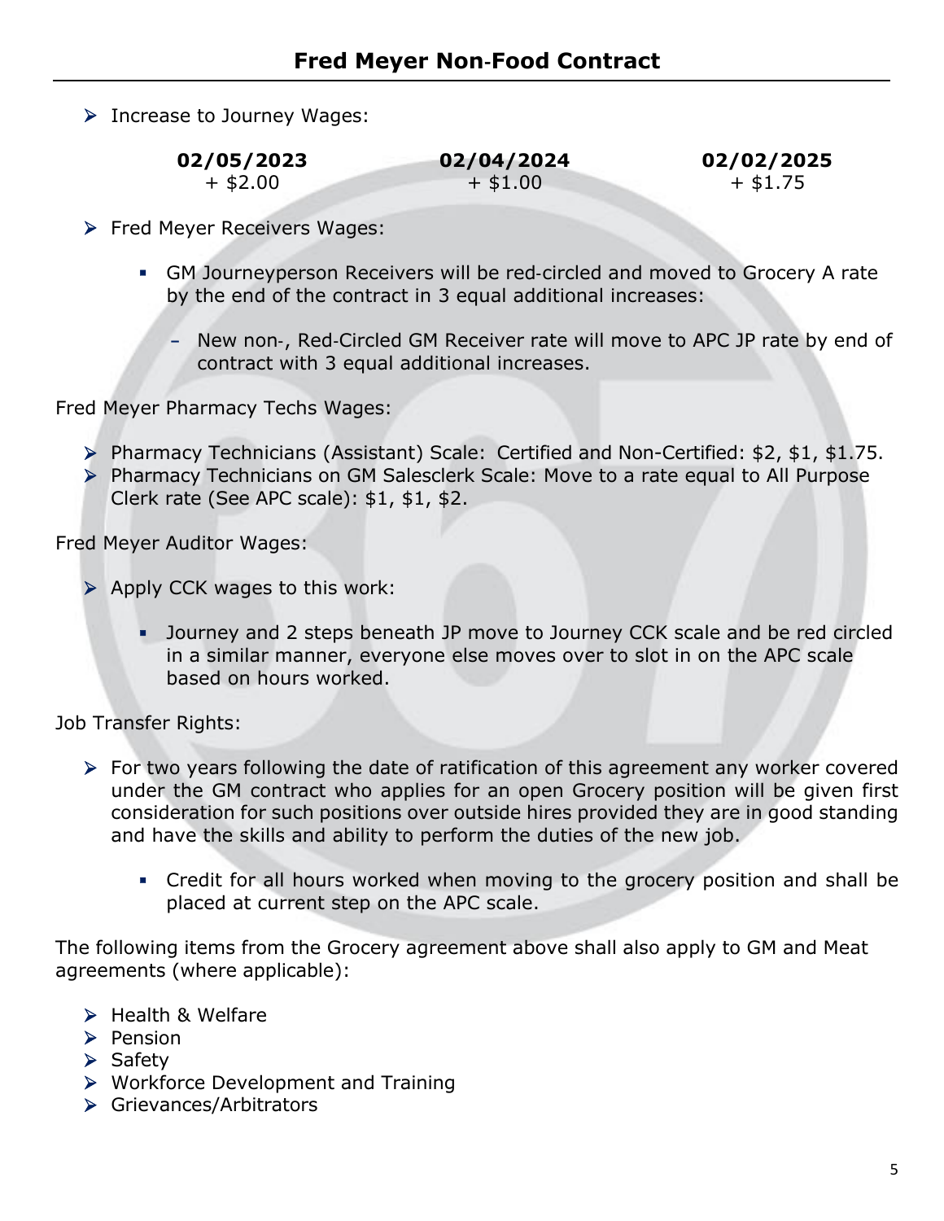# Fred Meyer Non-Food Contract

- Increase to Journey Wages:

| 02/05/2023 | 02/04/2024 | 02/02/2025 |
|---|---|---|
| + $2.00 | + $1.00 | + $1.75 |

- Fred Meyer Receivers Wages:
  - GM Journeyperson Receivers will be red-circled and moved to Grocery A rate by the end of the contract in 3 equal additional increases:
    - New non-, Red-Circled GM Receiver rate will move to APC JP rate by end of contract with 3 equal additional increases.

Fred Meyer Pharmacy Techs Wages:

- Pharmacy Technicians (Assistant) Scale: Certified and Non-Certified: $2, $1, $1.75.
- Pharmacy Technicians on GM Salesclerk Scale: Move to a rate equal to All Purpose Clerk rate (See APC scale): $1, $1, $2.

Fred Meyer Auditor Wages:

- Apply CCK wages to this work:
  - Journey and 2 steps beneath JP move to Journey CCK scale and be red circled in a similar manner, everyone else moves over to slot in on the APC scale based on hours worked.

Job Transfer Rights:

- For two years following the date of ratification of this agreement any worker covered under the GM contract who applies for an open Grocery position will be given first consideration for such positions over outside hires provided they are in good standing and have the skills and ability to perform the duties of the new job.
  - Credit for all hours worked when moving to the grocery position and shall be placed at current step on the APC scale.

The following items from the Grocery agreement above shall also apply to GM and Meat agreements (where applicable):

- Health & Welfare
- Pension
- Safety
- Workforce Development and Training
- Grievances/Arbitrators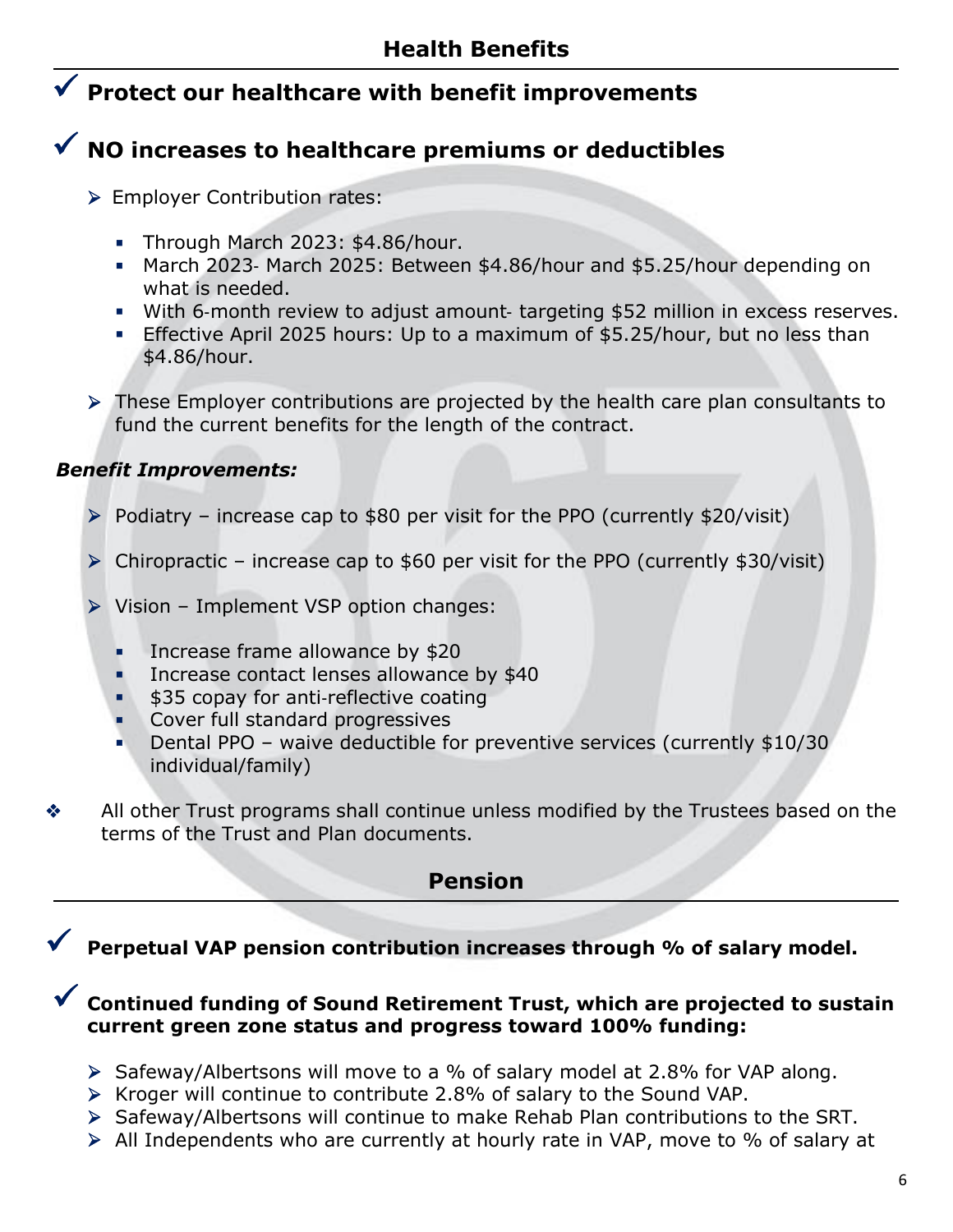## Health Benefits

✓ **Protect our healthcare with benefit improvements**

✓ **NO increases to healthcare premiums or deductibles**

- Employer Contribution rates:
  - Through March 2023: $4.86/hour.
  - March 2023- March 2025: Between $4.86/hour and $5.25/hour depending on what is needed.
  - With 6-month review to adjust amount- targeting $52 million in excess reserves.
  - Effective April 2025 hours: Up to a maximum of $5.25/hour, but no less than $4.86/hour.
- These Employer contributions are projected by the health care plan consultants to fund the current benefits for the length of the contract.

***Benefit Improvements:***

- Podiatry – increase cap to $80 per visit for the PPO (currently $20/visit)
- Chiropractic – increase cap to $60 per visit for the PPO (currently $30/visit)
- Vision – Implement VSP option changes:
  - Increase frame allowance by $20
  - Increase contact lenses allowance by $40
  - $35 copay for anti-reflective coating
  - Cover full standard progressives
  - Dental PPO – waive deductible for preventive services (currently $10/30 individual/family)

❖ All other Trust programs shall continue unless modified by the Trustees based on the terms of the Trust and Plan documents.

## Pension

✓ **Perpetual VAP pension contribution increases through % of salary model.**

✓ **Continued funding of Sound Retirement Trust, which are projected to sustain current green zone status and progress toward 100% funding:**

- Safeway/Albertsons will move to a % of salary model at 2.8% for VAP along.
- Kroger will continue to contribute 2.8% of salary to the Sound VAP.
- Safeway/Albertsons will continue to make Rehab Plan contributions to the SRT.
- All Independents who are currently at hourly rate in VAP, move to % of salary at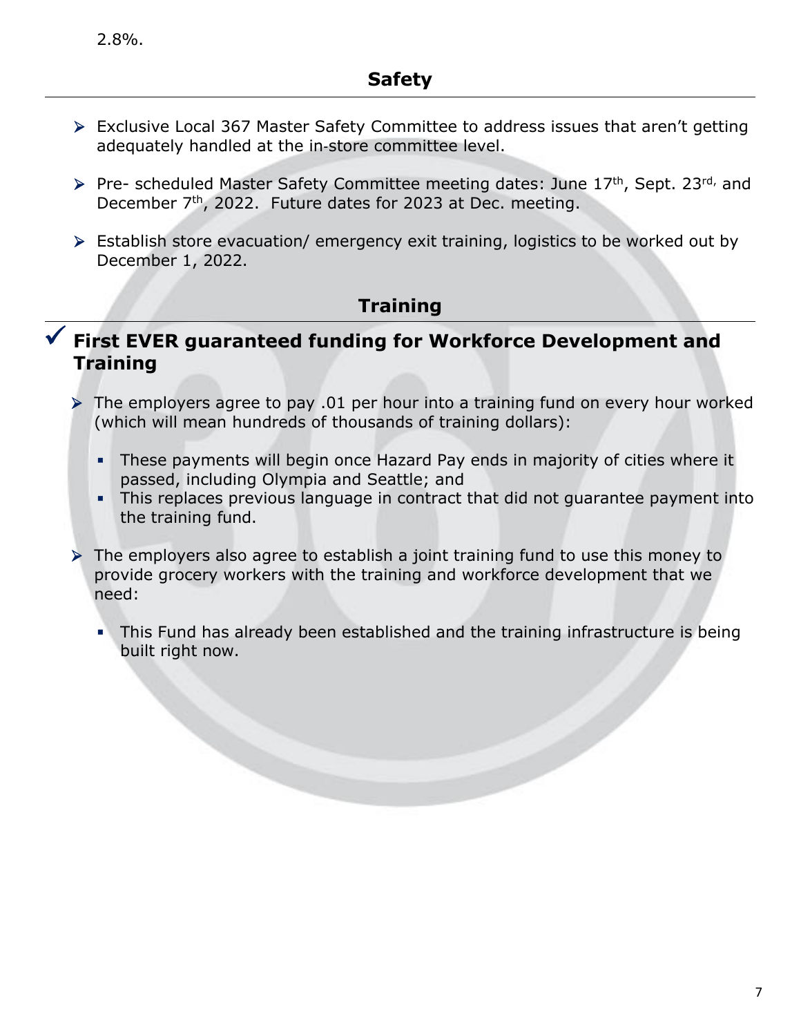2.8%.

## Safety

- Exclusive Local 367 Master Safety Committee to address issues that aren't getting adequately handled at the in-store committee level.

- Pre- scheduled Master Safety Committee meeting dates: June 17th, Sept. 23rd, and December 7th, 2022. Future dates for 2023 at Dec. meeting.

- Establish store evacuation/ emergency exit training, logistics to be worked out by December 1, 2022.

## Training

### ✓ First EVER guaranteed funding for Workforce Development and Training

- The employers agree to pay .01 per hour into a training fund on every hour worked (which will mean hundreds of thousands of training dollars):
  - These payments will begin once Hazard Pay ends in majority of cities where it passed, including Olympia and Seattle; and
  - This replaces previous language in contract that did not guarantee payment into the training fund.

- The employers also agree to establish a joint training fund to use this money to provide grocery workers with the training and workforce development that we need:
  - This Fund has already been established and the training infrastructure is being built right now.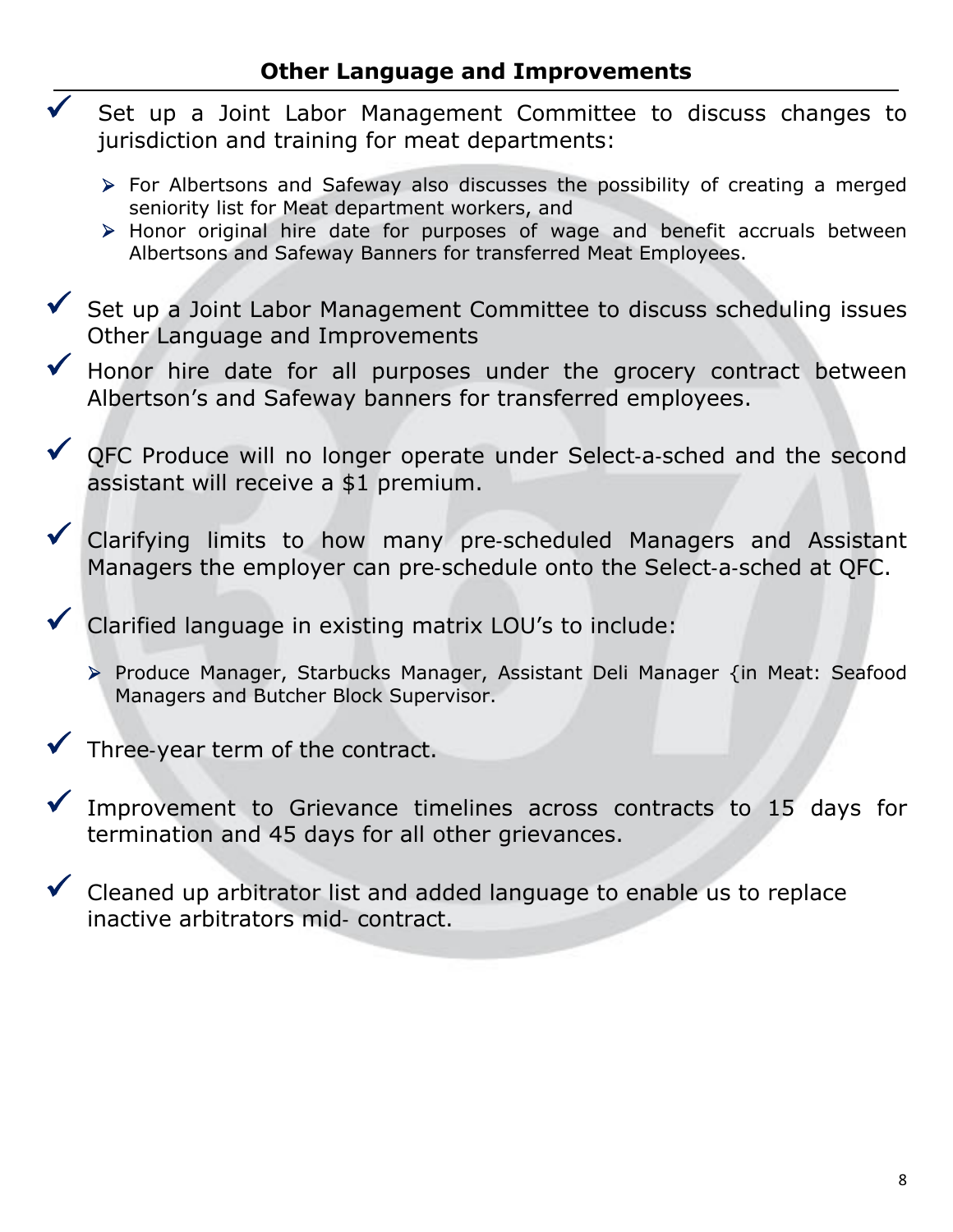## Other Language and Improvements

- Set up a Joint Labor Management Committee to discuss changes to jurisdiction and training for meat departments:
  - For Albertsons and Safeway also discusses the possibility of creating a merged seniority list for Meat department workers, and
  - Honor original hire date for purposes of wage and benefit accruals between Albertsons and Safeway Banners for transferred Meat Employees.

- Set up a Joint Labor Management Committee to discuss scheduling issues Other Language and Improvements

- Honor hire date for all purposes under the grocery contract between Albertson's and Safeway banners for transferred employees.

- QFC Produce will no longer operate under Select-a-sched and the second assistant will receive a $1 premium.

- Clarifying limits to how many pre-scheduled Managers and Assistant Managers the employer can pre-schedule onto the Select-a-sched at QFC.

- Clarified language in existing matrix LOU's to include:
  - Produce Manager, Starbucks Manager, Assistant Deli Manager {in Meat: Seafood Managers and Butcher Block Supervisor.

- Three-year term of the contract.

- Improvement to Grievance timelines across contracts to 15 days for termination and 45 days for all other grievances.

- Cleaned up arbitrator list and added language to enable us to replace inactive arbitrators mid- contract.